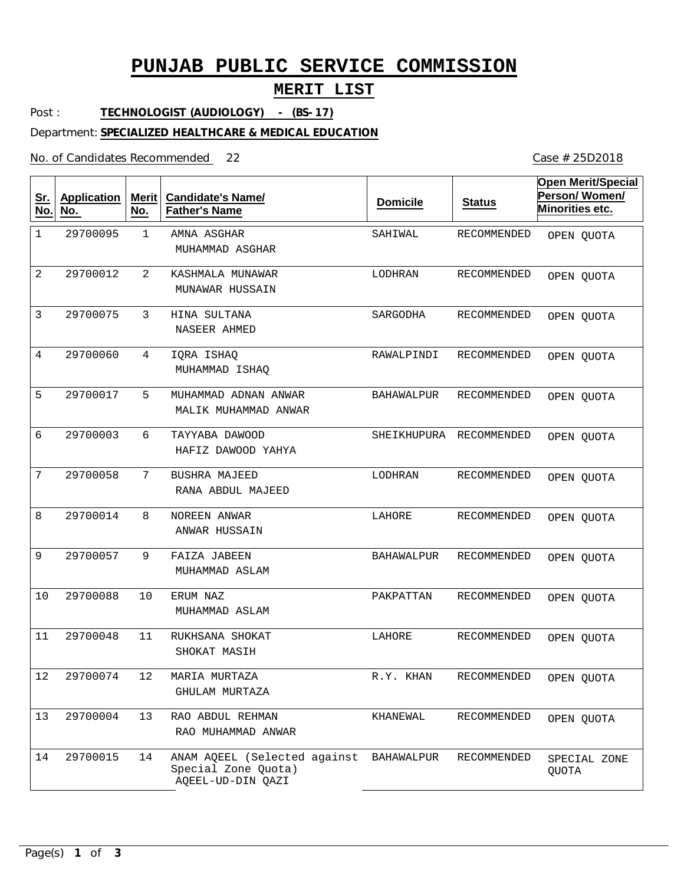# PUNJAB PUBLIC SERVICE COMMISSION

## MERIT LIST

Post : **TECHNOLOGIST (AUDIOLOGY) - (BS-17)**

Department: **SPECIALIZED HEALTHCARE & MEDICAL EDUCATION**

No. of Candidates Recommended 22

Case # 25D2018

| Sr. No. | Application No. | Merit No. | Candidate's Name/ Father's Name | Domicile | Status | Open Merit/Special Person/ Women/ Minorities etc. |
|---|---|---|---|---|---|---|
| 1 | 29700095 | 1 | AMNA ASGHAR<br>MUHAMMAD ASGHAR | SAHIWAL | RECOMMENDED | OPEN QUOTA |
| 2 | 29700012 | 2 | KASHMALA MUNAWAR<br>MUNAWAR HUSSAIN | LODHRAN | RECOMMENDED | OPEN QUOTA |
| 3 | 29700075 | 3 | HINA SULTANA<br>NASEER AHMED | SARGODHA | RECOMMENDED | OPEN QUOTA |
| 4 | 29700060 | 4 | IQRA ISHAQ<br>MUHAMMAD ISHAQ | RAWALPINDI | RECOMMENDED | OPEN QUOTA |
| 5 | 29700017 | 5 | MUHAMMAD ADNAN ANWAR<br>MALIK MUHAMMAD ANWAR | BAHAWALPUR | RECOMMENDED | OPEN QUOTA |
| 6 | 29700003 | 6 | TAYYABA DAWOOD<br>HAFIZ DAWOOD YAHYA | SHEIKHUPURA | RECOMMENDED | OPEN QUOTA |
| 7 | 29700058 | 7 | BUSHRA MAJEED<br>RANA ABDUL MAJEED | LODHRAN | RECOMMENDED | OPEN QUOTA |
| 8 | 29700014 | 8 | NOREEN ANWAR<br>ANWAR HUSSAIN | LAHORE | RECOMMENDED | OPEN QUOTA |
| 9 | 29700057 | 9 | FAIZA JABEEN<br>MUHAMMAD ASLAM | BAHAWALPUR | RECOMMENDED | OPEN QUOTA |
| 10 | 29700088 | 10 | ERUM NAZ<br>MUHAMMAD ASLAM | PAKPATTAN | RECOMMENDED | OPEN QUOTA |
| 11 | 29700048 | 11 | RUKHSANA SHOKAT<br>SHOKAT MASIH | LAHORE | RECOMMENDED | OPEN QUOTA |
| 12 | 29700074 | 12 | MARIA MURTAZA<br>GHULAM MURTAZA | R.Y. KHAN | RECOMMENDED | OPEN QUOTA |
| 13 | 29700004 | 13 | RAO ABDUL REHMAN<br>RAO MUHAMMAD ANWAR | KHANEWAL | RECOMMENDED | OPEN QUOTA |
| 14 | 29700015 | 14 | ANAM AQEEL (Selected against Special Zone Quota)<br>AQEEL-UD-DIN QAZI | BAHAWALPUR | RECOMMENDED | SPECIAL ZONE QUOTA |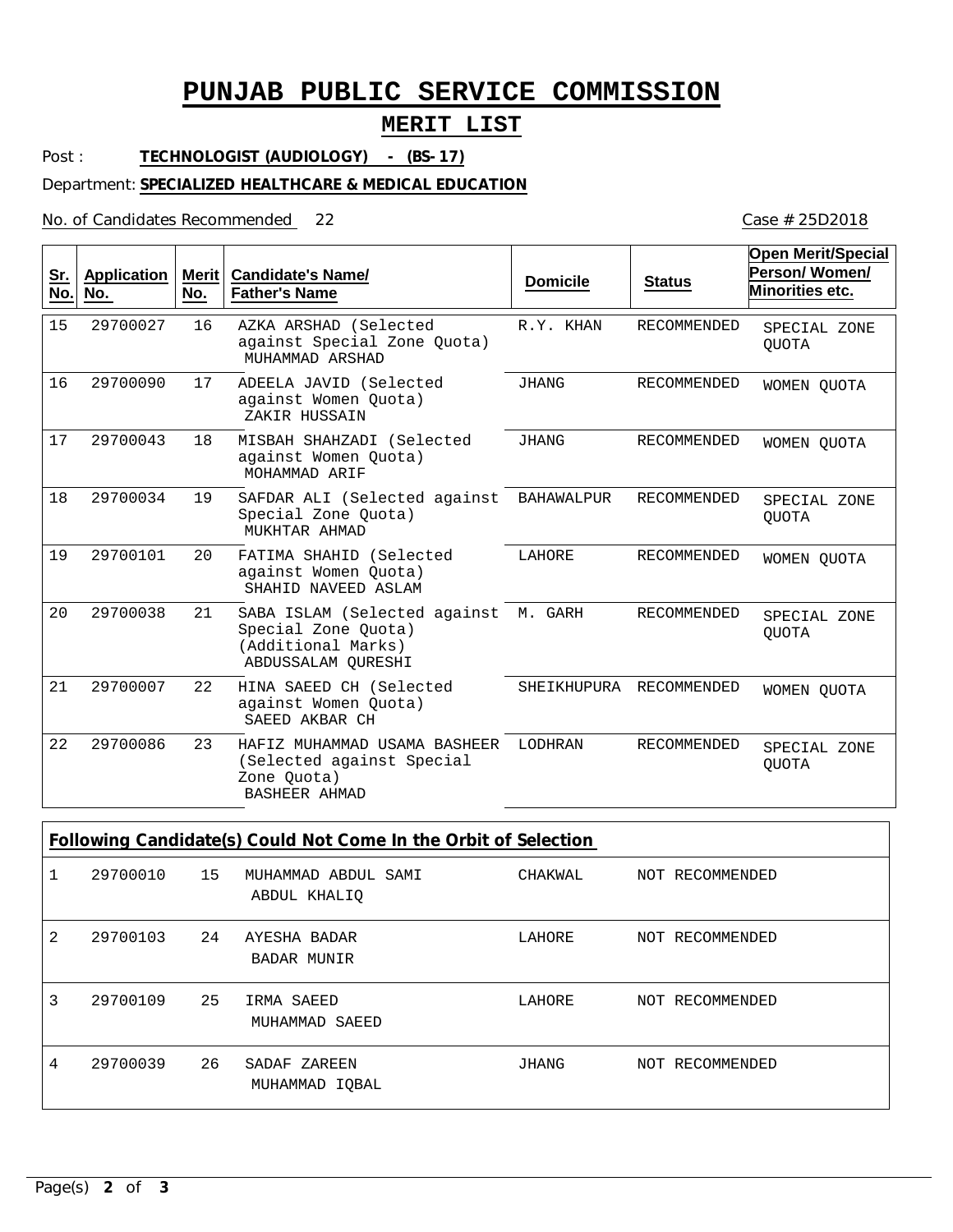# PUNJAB PUBLIC SERVICE COMMISSION

## MERIT LIST

Post : **TECHNOLOGIST (AUDIOLOGY) - (BS-17)**

Department: **SPECIALIZED HEALTHCARE & MEDICAL EDUCATION**

No. of Candidates Recommended 22

Case # 25D2018

| Sr. No. | Application No. | Merit No. | Candidate's Name/ Father's Name | Domicile | Status | Open Merit/Special Person/ Women/ Minorities etc. |
|---|---|---|---|---|---|---|
| 15 | 29700027 | 16 | AZKA ARSHAD (Selected against Special Zone Quota) MUHAMMAD ARSHAD | R.Y. KHAN | RECOMMENDED | SPECIAL ZONE QUOTA |
| 16 | 29700090 | 17 | ADEELA JAVID (Selected against Women Quota) ZAKIR HUSSAIN | JHANG | RECOMMENDED | WOMEN QUOTA |
| 17 | 29700043 | 18 | MISBAH SHAHZADI (Selected against Women Quota) MOHAMMAD ARIF | JHANG | RECOMMENDED | WOMEN QUOTA |
| 18 | 29700034 | 19 | SAFDAR ALI (Selected against Special Zone Quota) MUKHTAR AHMAD | BAHAWALPUR | RECOMMENDED | SPECIAL ZONE QUOTA |
| 19 | 29700101 | 20 | FATIMA SHAHID (Selected against Women Quota) SHAHID NAVEED ASLAM | LAHORE | RECOMMENDED | WOMEN QUOTA |
| 20 | 29700038 | 21 | SABA ISLAM (Selected against Special Zone Quota) (Additional Marks) ABDUSSALAM QURESHI | M. GARH | RECOMMENDED | SPECIAL ZONE QUOTA |
| 21 | 29700007 | 22 | HINA SAEED CH (Selected against Women Quota) SAEED AKBAR CH | SHEIKHUPURA | RECOMMENDED | WOMEN QUOTA |
| 22 | 29700086 | 23 | HAFIZ MUHAMMAD USAMA BASHEER (Selected against Special Zone Quota) BASHEER AHMAD | LODHRAN | RECOMMENDED | SPECIAL ZONE QUOTA |

**Following Candidate(s) Could Not Come In the Orbit of Selection**

| Sr. No. | Application No. | Merit No. | Candidate's Name/ Father's Name | Domicile | Status |
|---|---|---|---|---|---|
| 1 | 29700010 | 15 | MUHAMMAD ABDUL SAMI ABDUL KHALIQ | CHAKWAL | NOT RECOMMENDED |
| 2 | 29700103 | 24 | AYESHA BADAR BADAR MUNIR | LAHORE | NOT RECOMMENDED |
| 3 | 29700109 | 25 | IRMA SAEED MUHAMMAD SAEED | LAHORE | NOT RECOMMENDED |
| 4 | 29700039 | 26 | SADAF ZAREEN MUHAMMAD IQBAL | JHANG | NOT RECOMMENDED |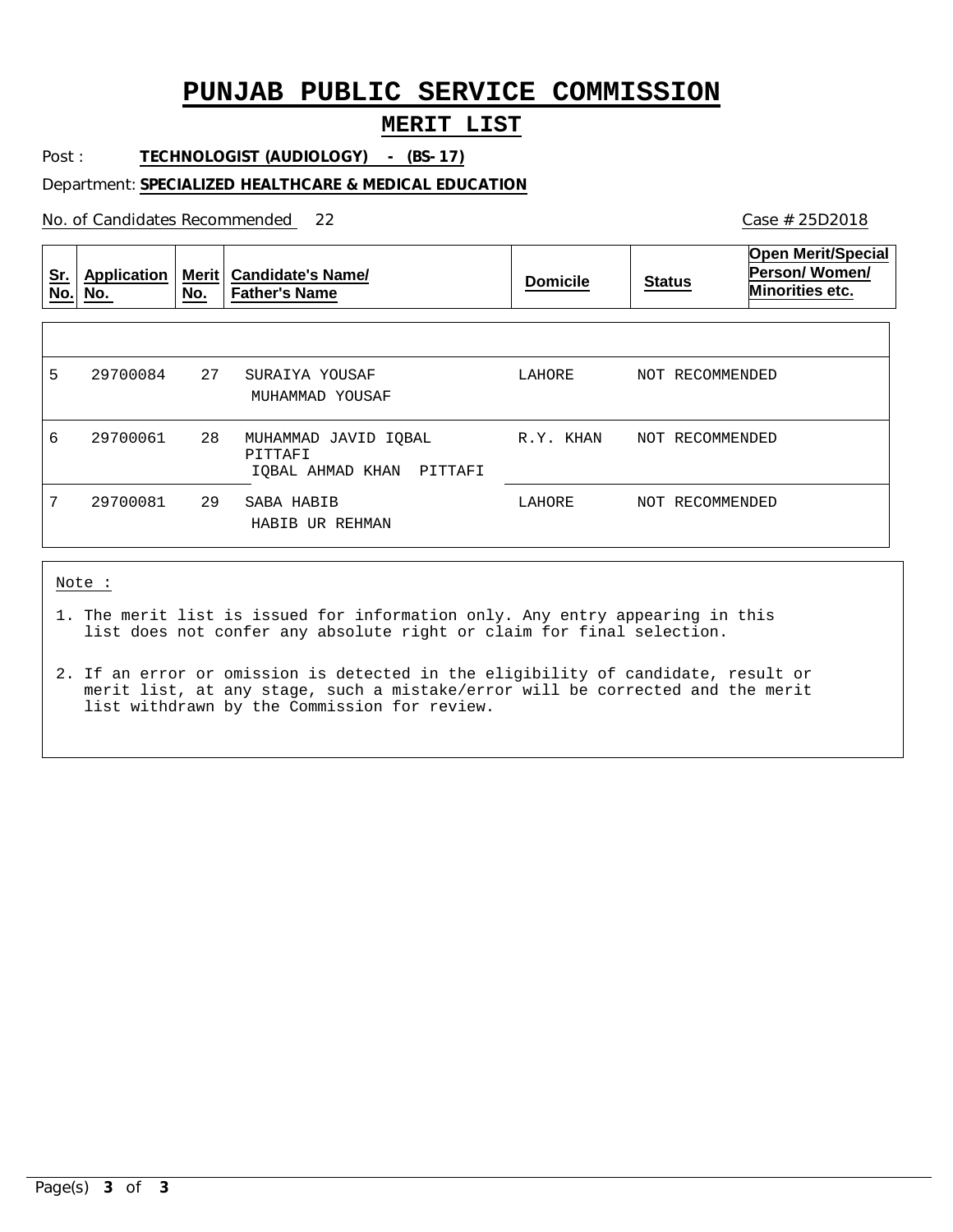# PUNJAB PUBLIC SERVICE COMMISSION

## MERIT LIST

Post : **TECHNOLOGIST (AUDIOLOGY) - (BS-17)**

Department: **SPECIALIZED HEALTHCARE & MEDICAL EDUCATION**

No. of Candidates Recommended 22

Case # 25D2018

| Sr. No. | Application No. | Merit No. | Candidate's Name/ Father's Name | Domicile | Status | Open Merit/Special Person/ Women/ Minorities etc. |
|---|---|---|---|---|---|---|
| 5 | 29700084 | 27 | SURAIYA YOUSAF<br>MUHAMMAD YOUSAF | LAHORE | NOT RECOMMENDED | |
| 6 | 29700061 | 28 | MUHAMMAD JAVID IQBAL PITTAFI<br>IQBAL AHMAD KHAN PITTAFI | R.Y. KHAN | NOT RECOMMENDED | |
| 7 | 29700081 | 29 | SABA HABIB<br>HABIB UR REHMAN | LAHORE | NOT RECOMMENDED | |

Note :

1. The merit list is issued for information only. Any entry appearing in this list does not confer any absolute right or claim for final selection.
2. If an error or omission is detected in the eligibility of candidate, result or merit list, at any stage, such a mistake/error will be corrected and the merit list withdrawn by the Commission for review.